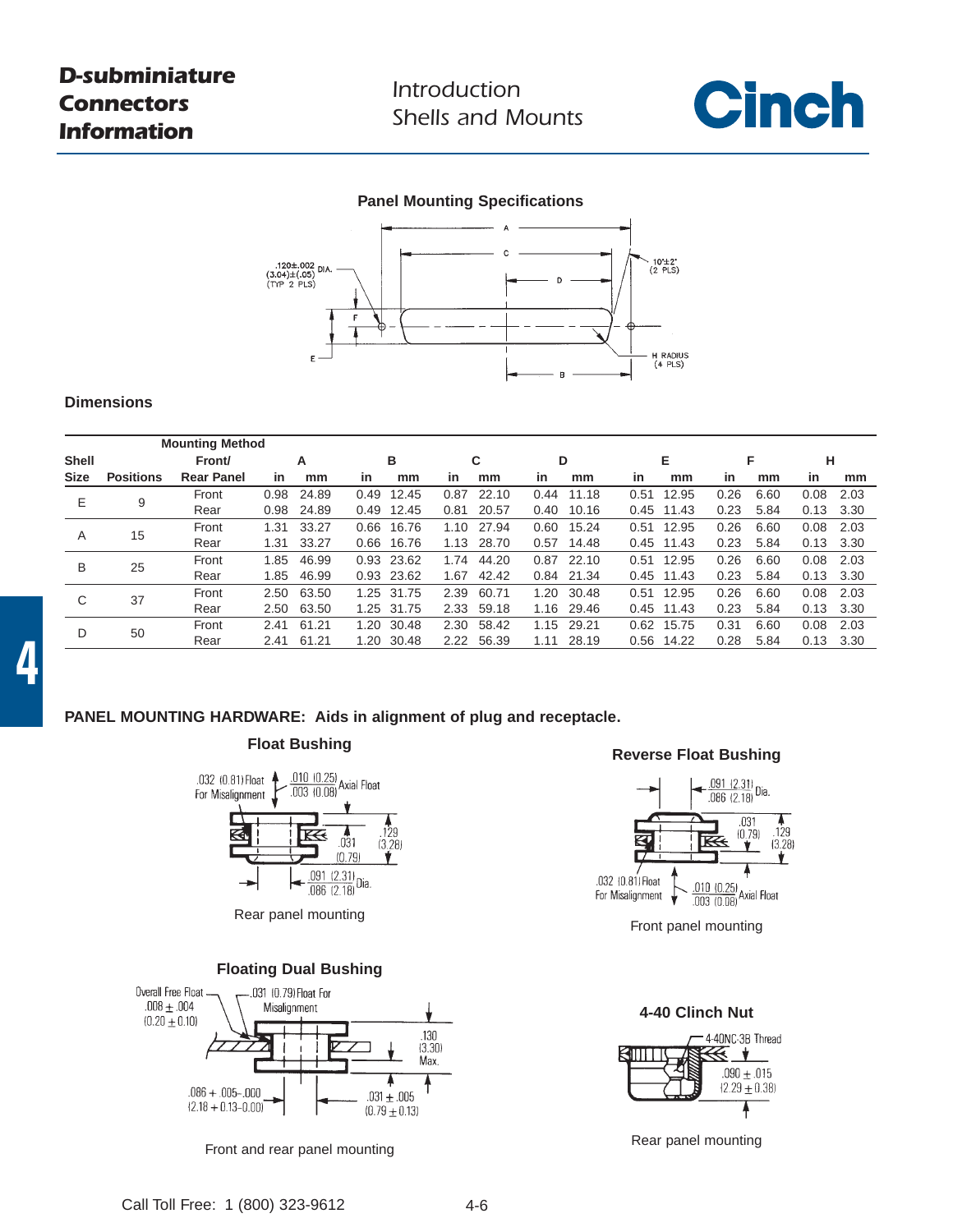## Panel Mounting Specifications

### Dimensions

| Shell Size | Positions | Mounting Method Front/ Rear Panel | A in | A mm | B in | B mm | C in | C mm | D in | D mm | E in | E mm | F in | F mm | H in | H mm |
|---|---|---|---|---|---|---|---|---|---|---|---|---|---|---|---|---|
| E | 9 | Front | 0.98 | 24.89 | 0.49 | 12.45 | 0.87 | 22.10 | 0.44 | 11.18 | 0.51 | 12.95 | 0.26 | 6.60 | 0.08 | 2.03 |
| | | Rear | 0.98 | 24.89 | 0.49 | 12.45 | 0.81 | 20.57 | 0.40 | 10.16 | 0.45 | 11.43 | 0.23 | 5.84 | 0.13 | 3.30 |
| A | 15 | Front | 1.31 | 33.27 | 0.66 | 16.76 | 1.10 | 27.94 | 0.60 | 15.24 | 0.51 | 12.95 | 0.26 | 6.60 | 0.08 | 2.03 |
| | | Rear | 1.31 | 33.27 | 0.66 | 16.76 | 1.13 | 28.70 | 0.57 | 14.48 | 0.45 | 11.43 | 0.23 | 5.84 | 0.13 | 3.30 |
| B | 25 | Front | 1.85 | 46.99 | 0.93 | 23.62 | 1.74 | 44.20 | 0.87 | 22.10 | 0.51 | 12.95 | 0.26 | 6.60 | 0.08 | 2.03 |
| | | Rear | 1.85 | 46.99 | 0.93 | 23.62 | 1.67 | 42.42 | 0.84 | 21.34 | 0.45 | 11.43 | 0.23 | 5.84 | 0.13 | 3.30 |
| C | 37 | Front | 2.50 | 63.50 | 1.25 | 31.75 | 2.39 | 60.71 | 1.20 | 30.48 | 0.51 | 12.95 | 0.26 | 6.60 | 0.08 | 2.03 |
| | | Rear | 2.50 | 63.50 | 1.25 | 31.75 | 2.33 | 59.18 | 1.16 | 29.46 | 0.45 | 11.43 | 0.23 | 5.84 | 0.13 | 3.30 |
| D | 50 | Front | 2.41 | 61.21 | 1.20 | 30.48 | 2.30 | 58.42 | 1.15 | 29.21 | 0.62 | 15.75 | 0.31 | 6.60 | 0.08 | 2.03 |
| | | Rear | 2.41 | 61.21 | 1.20 | 30.48 | 2.22 | 56.39 | 1.11 | 28.19 | 0.56 | 14.22 | 0.28 | 5.84 | 0.13 | 3.30 |

**PANEL MOUNTING HARDWARE: Aids in alignment of plug and receptacle.**

### Float Bushing

Rear panel mounting

### Reverse Float Bushing

Front panel mounting

### Floating Dual Bushing

Front and rear panel mounting

### 4-40 Clinch Nut

Rear panel mounting

Call Toll Free: 1 (800) 323-9612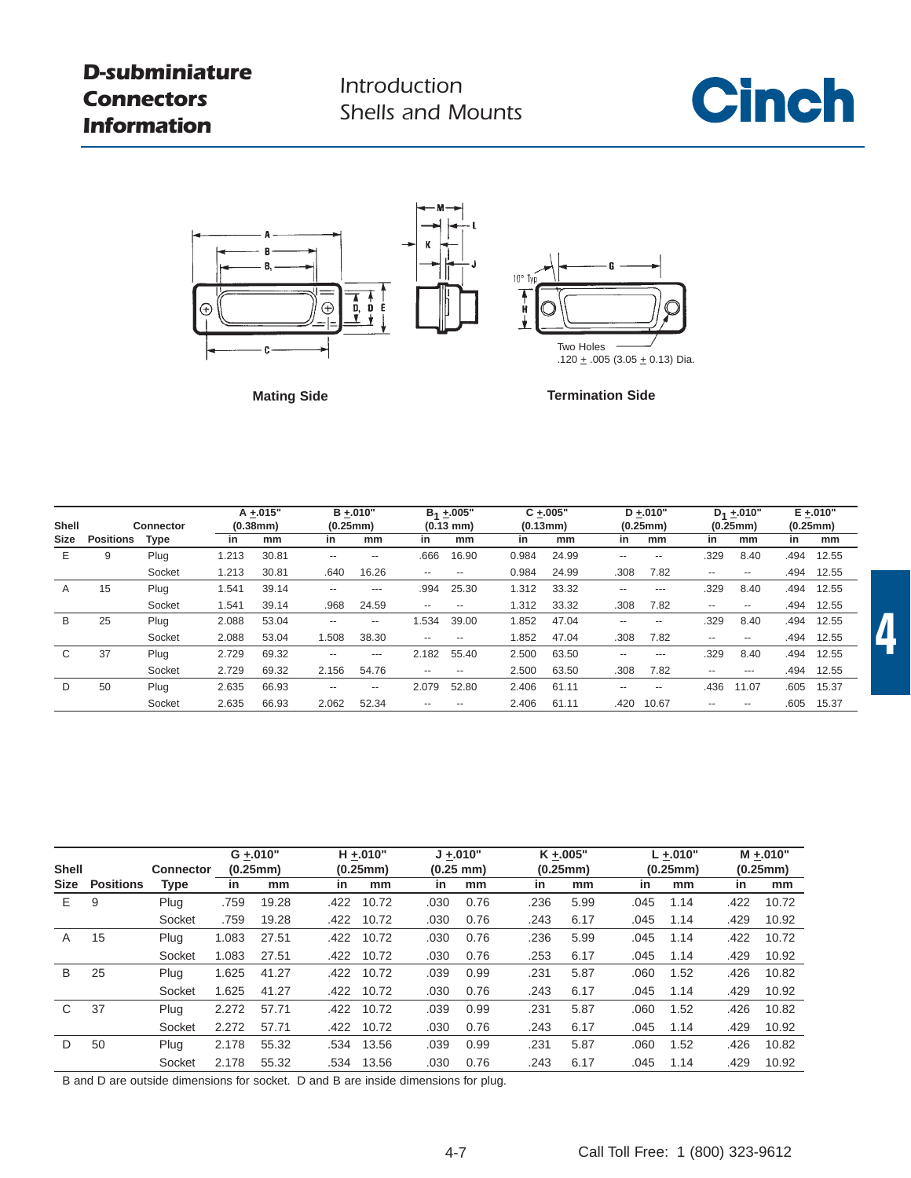# D-subminiature Connectors Information

*Introduction*
*Shells and Mounts*

Two Holes
.120 ± .005 (3.05 ± 0.13) Dia.

10° Typ

**Mating Side**

**Termination Side**

| Shell Size | Positions | Connector Type | A ±.015" (0.38mm) in | A mm | B ±.010" (0.25mm) in | B mm | $B_1$ ±.005" (0.13 mm) in | $B_1$ mm | C ±.005" (0.13mm) in | C mm | D ±.010" (0.25mm) in | D mm | $D_1$ ±.010" (0.25mm) in | $D_1$ mm | E ±.010" (0.25mm) in | E mm |
|---|---|---|---|---|---|---|---|---|---|---|---|---|---|---|---|---|
| E | 9 | Plug | 1.213 | 30.81 | -- | -- | .666 | 16.90 | 0.984 | 24.99 | -- | -- | .329 | 8.40 | .494 | 12.55 |
| | | Socket | 1.213 | 30.81 | .640 | 16.26 | -- | -- | 0.984 | 24.99 | .308 | 7.82 | -- | -- | .494 | 12.55 |
| A | 15 | Plug | 1.541 | 39.14 | -- | --- | .994 | 25.30 | 1.312 | 33.32 | -- | --- | .329 | 8.40 | .494 | 12.55 |
| | | Socket | 1.541 | 39.14 | .968 | 24.59 | -- | -- | 1.312 | 33.32 | .308 | 7.82 | -- | -- | .494 | 12.55 |
| B | 25 | Plug | 2.088 | 53.04 | -- | -- | 1.534 | 39.00 | 1.852 | 47.04 | -- | -- | .329 | 8.40 | .494 | 12.55 |
| | | Socket | 2.088 | 53.04 | 1.508 | 38.30 | -- | -- | 1.852 | 47.04 | .308 | 7.82 | -- | -- | .494 | 12.55 |
| C | 37 | Plug | 2.729 | 69.32 | -- | --- | 2.182 | 55.40 | 2.500 | 63.50 | -- | --- | .329 | 8.40 | .494 | 12.55 |
| | | Socket | 2.729 | 69.32 | 2.156 | 54.76 | -- | -- | 2.500 | 63.50 | .308 | 7.82 | -- | --- | .494 | 12.55 |
| D | 50 | Plug | 2.635 | 66.93 | -- | -- | 2.079 | 52.80 | 2.406 | 61.11 | -- | -- | .436 | 11.07 | .605 | 15.37 |
| | | Socket | 2.635 | 66.93 | 2.062 | 52.34 | -- | -- | 2.406 | 61.11 | .420 | 10.67 | -- | -- | .605 | 15.37 |

| Shell Size | Positions | Connector Type | G ±.010" (0.25mm) in | G mm | H ±.010" (0.25mm) in | H mm | J ±.010" (0.25 mm) in | J mm | K ±.005" (0.25mm) in | K mm | L ±.010" (0.25mm) in | L mm | M ±.010" (0.25mm) in | M mm |
|---|---|---|---|---|---|---|---|---|---|---|---|---|---|---|
| E | 9 | Plug | .759 | 19.28 | .422 | 10.72 | .030 | 0.76 | .236 | 5.99 | .045 | 1.14 | .422 | 10.72 |
| | | Socket | .759 | 19.28 | .422 | 10.72 | .030 | 0.76 | .243 | 6.17 | .045 | 1.14 | .429 | 10.92 |
| A | 15 | Plug | 1.083 | 27.51 | .422 | 10.72 | .030 | 0.76 | .236 | 5.99 | .045 | 1.14 | .422 | 10.72 |
| | | Socket | 1.083 | 27.51 | .422 | 10.72 | .030 | 0.76 | .253 | 6.17 | .045 | 1.14 | .429 | 10.92 |
| B | 25 | Plug | 1.625 | 41.27 | .422 | 10.72 | .039 | 0.99 | .231 | 5.87 | .060 | 1.52 | .426 | 10.82 |
| | | Socket | 1.625 | 41.27 | .422 | 10.72 | .030 | 0.76 | .243 | 6.17 | .045 | 1.14 | .429 | 10.92 |
| C | 37 | Plug | 2.272 | 57.71 | .422 | 10.72 | .039 | 0.99 | .231 | 5.87 | .060 | 1.52 | .426 | 10.82 |
| | | Socket | 2.272 | 57.71 | .422 | 10.72 | .030 | 0.76 | .243 | 6.17 | .045 | 1.14 | .429 | 10.92 |
| D | 50 | Plug | 2.178 | 55.32 | .534 | 13.56 | .039 | 0.99 | .231 | 5.87 | .060 | 1.52 | .426 | 10.82 |
| | | Socket | 2.178 | 55.32 | .534 | 13.56 | .030 | 0.76 | .243 | 6.17 | .045 | 1.14 | .429 | 10.92 |

B and D are outside dimensions for socket. D and B are inside dimensions for plug.

Call Toll Free: 1 (800) 323-9612